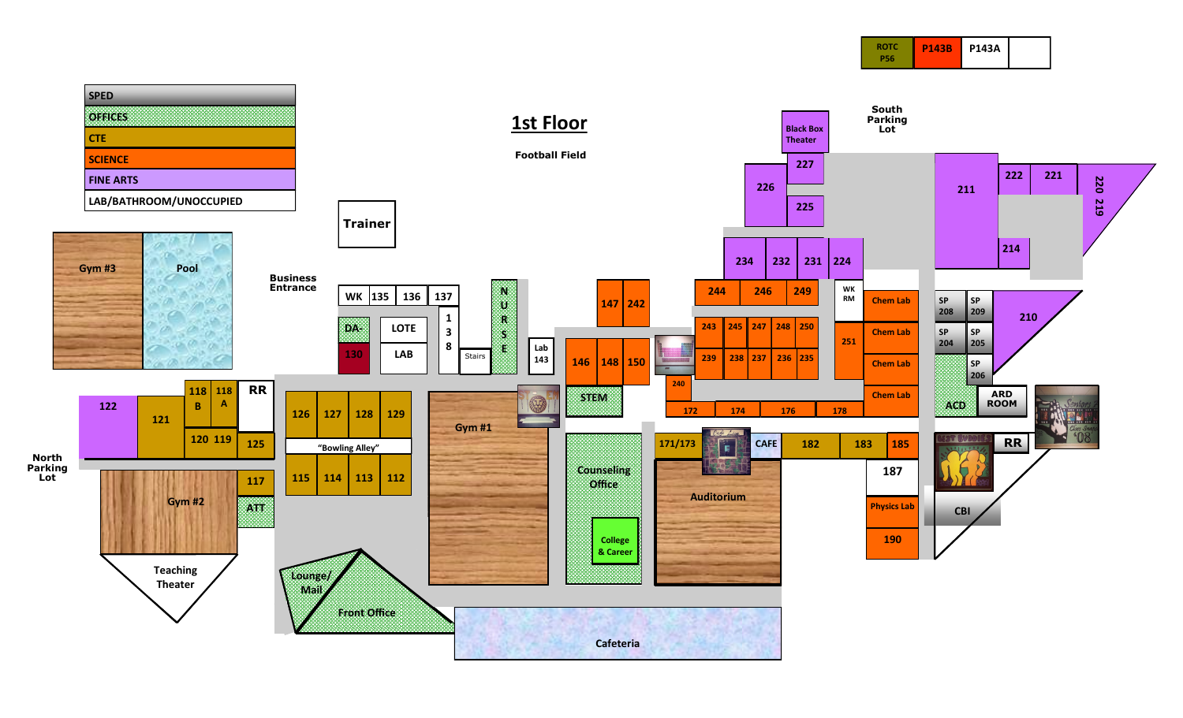# 1st Floor

| Legend |
| --- |
| SPED |
| OFFICES |
| CTE |
| SCIENCE |
| FINE ARTS |
| LAB/BATHROOM/UNOCCUPIED |

ROTC P56 | P143B | P143A

Football Field

South Parking Lot

Business Entrance

North Parking Lot

Black Box Theater

227, 226, 225

211, 222, 221, 220, 219, 214, 210

234, 232, 231, 224

244, 246, 249, WK RM

243, 245, 247, 248, 250, 239, 238, 237, 236, 235, 251

Chem Lab, Chem Lab, Chem Lab, Chem Lab

SP 208, SP 209, SP 204, SP 205, SP 206

ACD, ARD ROOM

147, 242

146, 148, 150

STEM

240, 172, 174, 176, 178

171/173, CAFE, 182, 183, 185

187, Physics Lab, 190

RR, CBI

Trainer

Gym #3, Pool

WK, 135, 136, 137

DA-, 130, LOTE, LAB

138, Stairs

NURSE

Lab 143

122, 121, 118 B, 118 A, RR, 120, 119, 125

126, 127, 128, 129

"Bowling Alley"

115, 114, 113, 112

117, ATT

Gym #2

Teaching Theater

Gym #1

Counseling Office

College & Career

Auditorium

Lounge/ Mail

Front Office

Cafeteria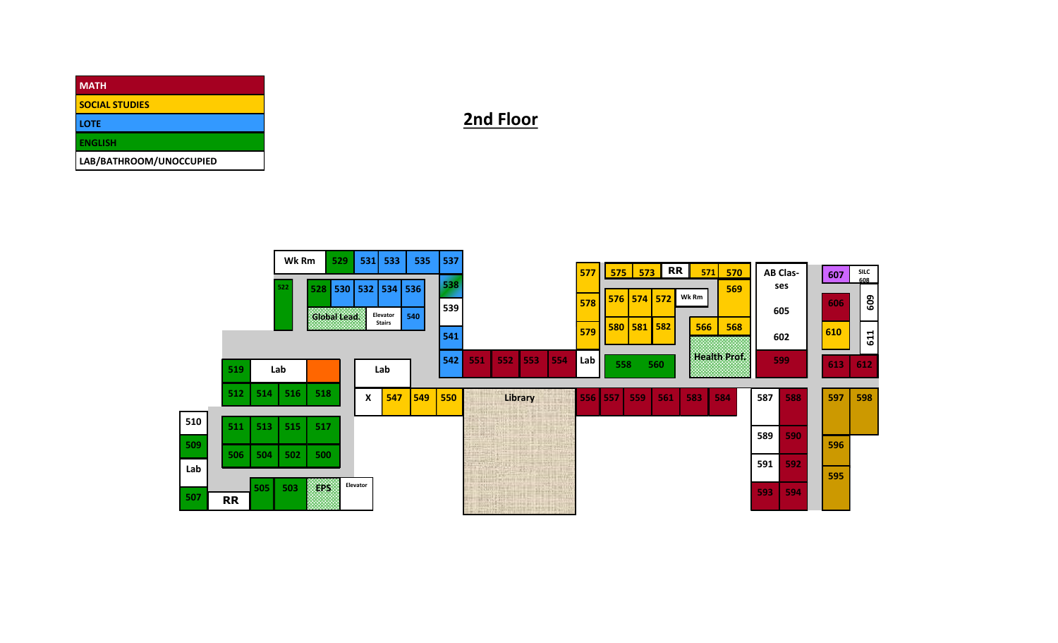| |
|---|
| MATH |
| SOCIAL STUDIES |
| LOTE |
| ENGLISH |
| LAB/BATHROOM/UNOCCUPIED |

## 2nd Floor

Wk Rm
529
531
533
535
537
522
528
530
532
534
536
538
Global Lead.
Elevator Stairs
540
539
541
542
551
552
553
554
Lab
577
575
573
RR
571
570
AB Classes
578
576
574
572
Wk Rm
569
605
579
580
581
582
566
568
602
Health Prof.
558
560
599
607
SILC 608
609
606
610
611
613
612
519
Lab
Lab
512
514
516
518
X
547
549
550
Library
556
557
559
561
583
584
587
588
597
598
510
511
513
515
517
589
590
596
509
506
504
502
500
591
592
595
Lab
593
594
507
RR
505
503
EPS
Elevator